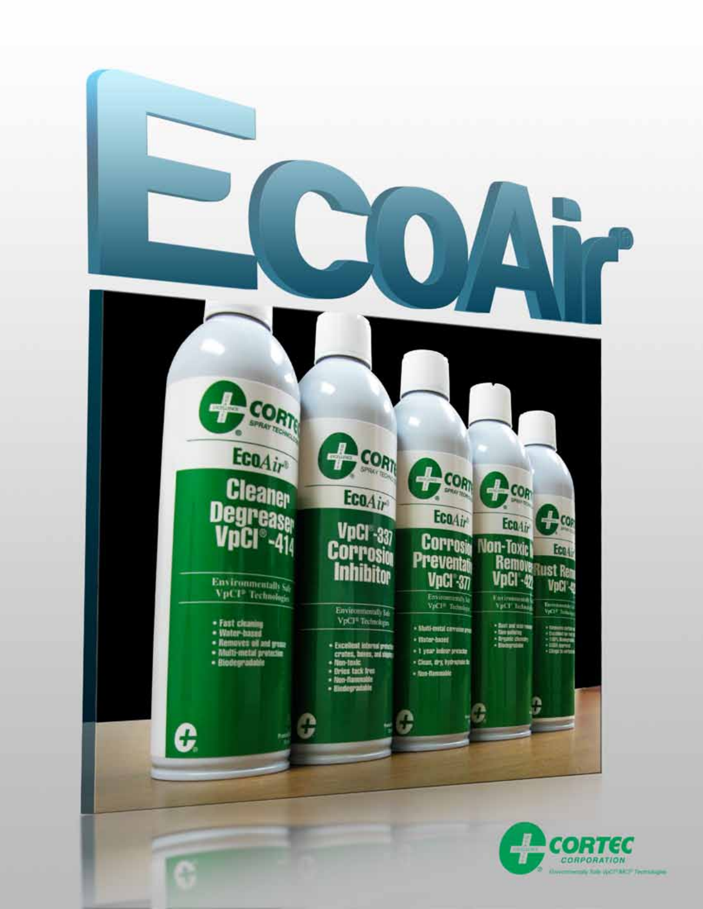# EcoAir®

CORTEC CORPORATION

Environmentally Safe VpCI®/MCI® Technologies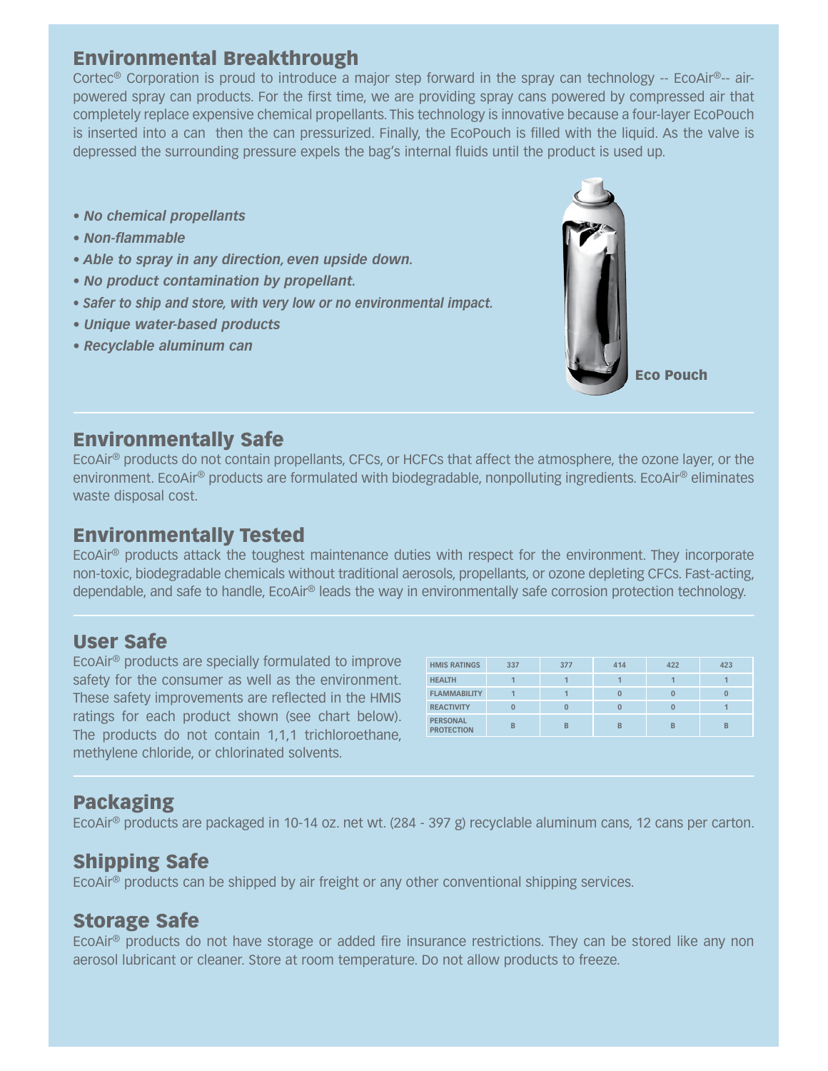## Environmental Breakthrough

Cortec® Corporation is proud to introduce a major step forward in the spray can technology -- EcoAir®-- air-powered spray can products. For the first time, we are providing spray cans powered by compressed air that completely replace expensive chemical propellants. This technology is innovative because a four-layer EcoPouch is inserted into a can then the can pressurized. Finally, the EcoPouch is filled with the liquid. As the valve is depressed the surrounding pressure expels the bag's internal fluids until the product is used up.

- ***No chemical propellants***
- ***Non-flammable***
- ***Able to spray in any direction, even upside down.***
- ***No product contamination by propellant.***
- ***Safer to ship and store, with very low or no environmental impact.***
- ***Unique water-based products***
- ***Recyclable aluminum can***

**Eco Pouch**

## Environmentally Safe

EcoAir® products do not contain propellants, CFCs, or HCFCs that affect the atmosphere, the ozone layer, or the environment. EcoAir® products are formulated with biodegradable, nonpolluting ingredients. EcoAir® eliminates waste disposal cost.

## Environmentally Tested

EcoAir® products attack the toughest maintenance duties with respect for the environment. They incorporate non-toxic, biodegradable chemicals without traditional aerosols, propellants, or ozone depleting CFCs. Fast-acting, dependable, and safe to handle, EcoAir® leads the way in environmentally safe corrosion protection technology.

## User Safe

EcoAir® products are specially formulated to improve safety for the consumer as well as the environment. These safety improvements are reflected in the HMIS ratings for each product shown (see chart below). The products do not contain 1,1,1 trichloroethane, methylene chloride, or chlorinated solvents.

| HMIS RATINGS | 337 | 377 | 414 | 422 | 423 |
|---|---|---|---|---|---|
| HEALTH | 1 | 1 | 1 | 1 | 1 |
| FLAMMABILITY | 1 | 1 | 0 | 0 | 0 |
| REACTIVITY | 0 | 0 | 0 | 0 | 1 |
| PERSONAL PROTECTION | B | B | B | B | B |

## Packaging

EcoAir® products are packaged in 10-14 oz. net wt. (284 - 397 g) recyclable aluminum cans, 12 cans per carton.

## Shipping Safe

EcoAir® products can be shipped by air freight or any other conventional shipping services.

## Storage Safe

EcoAir® products do not have storage or added fire insurance restrictions. They can be stored like any non aerosol lubricant or cleaner. Store at room temperature. Do not allow products to freeze.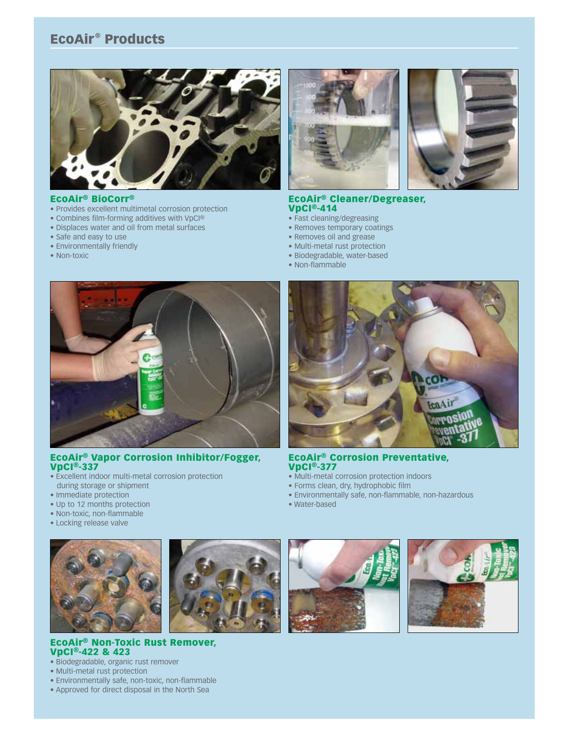## EcoAir® Products

### EcoAir® BioCorr®

- Provides excellent multimetal corrosion protection
- Combines film-forming additives with VpCI®
- Displaces water and oil from metal surfaces
- Safe and easy to use
- Environmentally friendly
- Non-toxic

### EcoAir® Cleaner/Degreaser, VpCI®-414

- Fast cleaning/degreasing
- Removes temporary coatings
- Removes oil and grease
- Multi-metal rust protection
- Biodegradable, water-based
- Non-flammable

### EcoAir® Vapor Corrosion Inhibitor/Fogger, VpCI®-337

- Excellent indoor multi-metal corrosion protection during storage or shipment
- Immediate protection
- Up to 12 months protection
- Non-toxic, non-flammable
- Locking release valve

### EcoAir® Corrosion Preventative, VpCI®-377

- Multi-metal corrosion protection indoors
- Forms clean, dry, hydrophobic film
- Environmentally safe, non-flammable, non-hazardous
- Water-based

### EcoAir® Non-Toxic Rust Remover, VpCI®-422 & 423

- Biodegradable, organic rust remover
- Multi-metal rust protection
- Environmentally safe, non-toxic, non-flammable
- Approved for direct disposal in the North Sea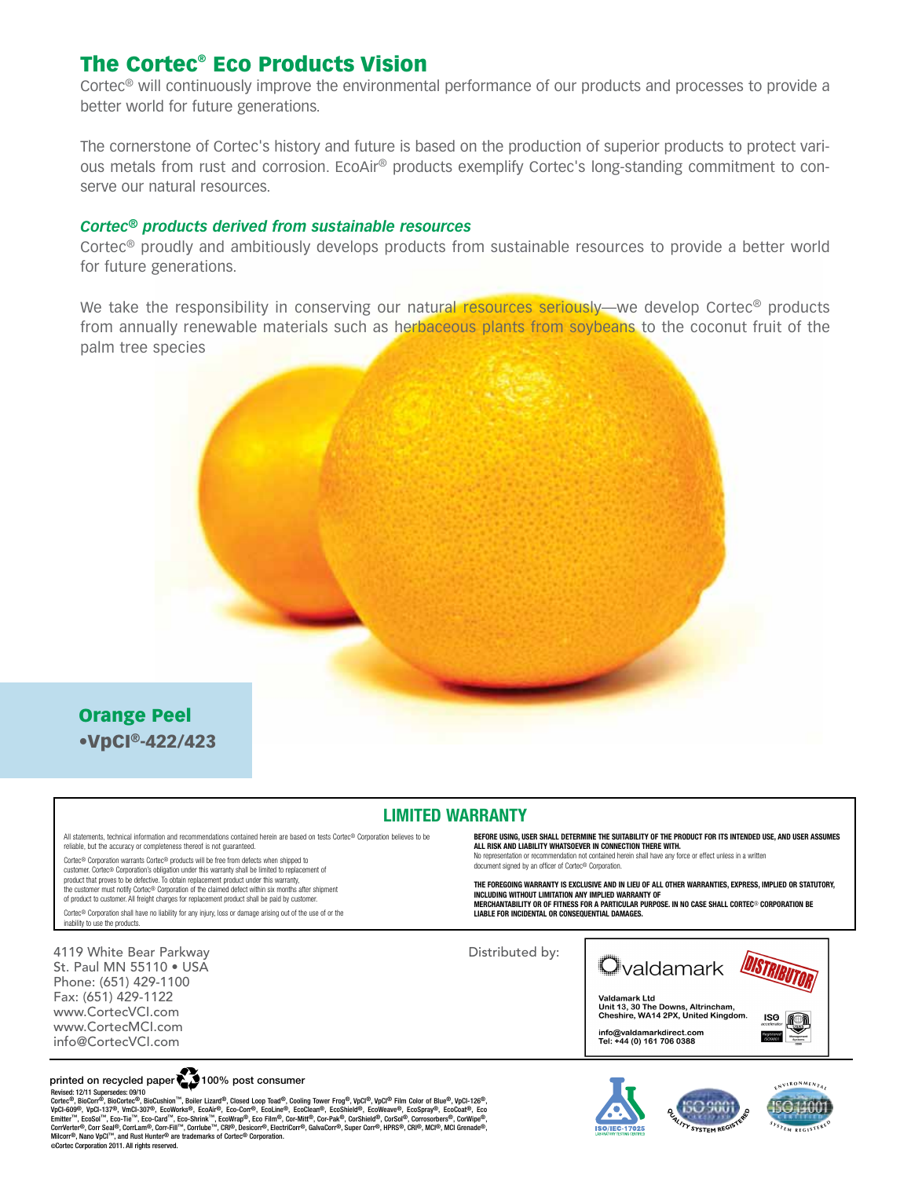## The Cortec® Eco Products Vision

Cortec® will continuously improve the environmental performance of our products and processes to provide a better world for future generations.

The cornerstone of Cortec's history and future is based on the production of superior products to protect various metals from rust and corrosion. EcoAir® products exemplify Cortec's long-standing commitment to conserve our natural resources.

### *Cortec® products derived from sustainable resources*

Cortec® proudly and ambitiously develops products from sustainable resources to provide a better world for future generations.

We take the responsibility in conserving our natural resources seriously—we develop Cortec® products from annually renewable materials such as herbaceous plants from soybeans to the coconut fruit of the palm tree species

**Orange Peel**
**•VpCI®-422/423**

## LIMITED WARRANTY

All statements, technical information and recommendations contained herein are based on tests Cortec® Corporation believes to be reliable, but the accuracy or completeness thereof is not guaranteed.

Cortec® Corporation warrants Cortec® products will be free from defects when shipped to customer. Cortec® Corporation's obligation under this warranty shall be limited to replacement of product that proves to be defective. To obtain replacement product under this warranty, the customer must notify Cortec® Corporation of the claimed defect within six months after shipment of product to customer. All freight charges for replacement product shall be paid by customer.

Cortec® Corporation shall have no liability for any injury, loss or damage arising out of the use of or the inability to use the products.

**BEFORE USING, USER SHALL DETERMINE THE SUITABILITY OF THE PRODUCT FOR ITS INTENDED USE, AND USER ASSUMES ALL RISK AND LIABILITY WHATSOEVER IN CONNECTION THERE WITH.**
No representation or recommendation not contained herein shall have any force or effect unless in a written document signed by an officer of Cortec® Corporation.

**THE FOREGOING WARRANTY IS EXCLUSIVE AND IN LIEU OF ALL OTHER WARRANTIES, EXPRESS, IMPLIED OR STATUTORY, INCLUDING WITHOUT LIMITATION ANY IMPLIED WARRANTY OF MERCHANTABILITY OR OF FITNESS FOR A PARTICULAR PURPOSE. IN NO CASE SHALL CORTEC® CORPORATION BE LIABLE FOR INCIDENTAL OR CONSEQUENTIAL DAMAGES.**

4119 White Bear Parkway
St. Paul MN 55110 • USA
Phone: (651) 429-1100
Fax: (651) 429-1122
www.CortecVCI.com
www.CortecMCI.com
info@CortecVCI.com

Distributed by:

valdamark DISTRIBUTOR

**Valdamark Ltd**
**Unit 13, 30 The Downs, Altrincham, Cheshire, WA14 2PX, United Kingdom.**

**info@valdamarkdirect.com**
**Tel: +44 (0) 161 706 0388**

printed on recycled paper 100% post consumer

Revised: 12/11 Supersedes: 09/10
Cortec®, BioCorr®, BioCortec®, BioCushion™, Boiler Lizard®, Closed Loop Toad®, Cooling Tower Frog®, VpCI®, VpCI® Film Color of Blue®, VpCI-126®, VpCI-609®, VpCI-137®, VmCI-307®, EcoWorks®, EcoAir®, Eco-Corr®, EcoLine®, EcoClean®, EcoShield®, EcoWeave®, EcoSpray®, EcoCoat®, Eco Emitter™, EcoSol™, Eco-Tie™, Eco-Card™, Eco-Shrink™, EcoWrap®, Eco Film®, Cor-Mitt®, Cor-Pak®, CorShield®, CorSol®, Corrosorbers®, CorWipe®, CorrVerter®, Corr Seal®, CorrLam®, Corr-Fill™, Corrlube™, CRI®, Desicorr®, ElectriCorr®, GalvaCorr®, Super Corr®, HPRS®, CRI®, MCI®, MCI Grenade®, Milcorr®, Nano VpCI™, and Rust Hunter® are trademarks of Cortec® Corporation.
©Cortec Corporation 2011. All rights reserved.